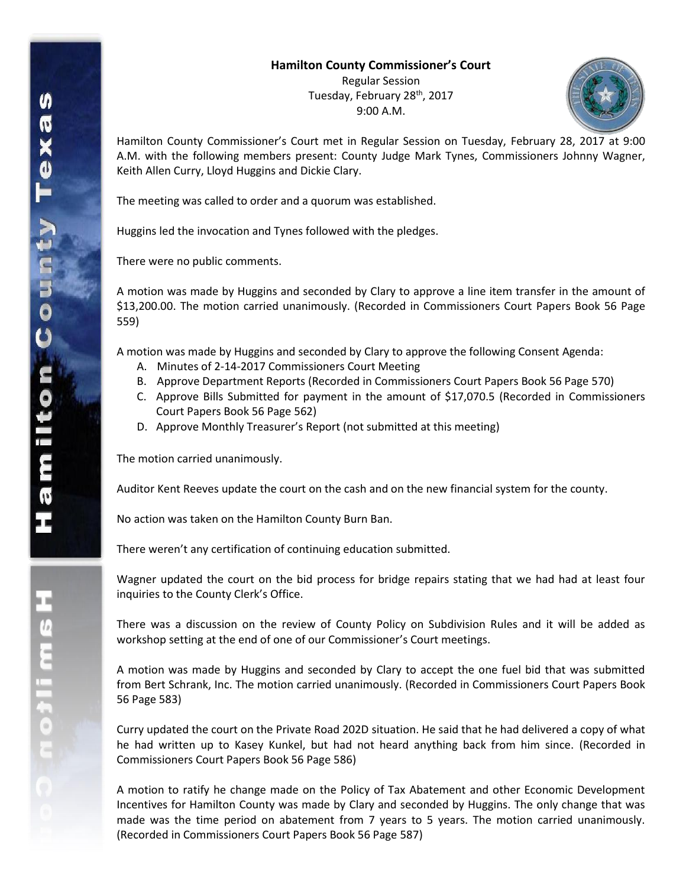**Hamilton County Commissioner's Court**

Regular Session

Tuesday, February 28th, 2017

9:00 A.M.

Hamilton County Commissioner's Court met in Regular Session on Tuesday, February 28, 2017 at 9:00 A.M. with the following members present: County Judge Mark Tynes, Commissioners Johnny Wagner, Keith Allen Curry, Lloyd Huggins and Dickie Clary.

The meeting was called to order and a quorum was established.

Huggins led the invocation and Tynes followed with the pledges.

There were no public comments.

A motion was made by Huggins and seconded by Clary to approve a line item transfer in the amount of $13,200.00. The motion carried unanimously. (Recorded in Commissioners Court Papers Book 56 Page 559)

A motion was made by Huggins and seconded by Clary to approve the following Consent Agenda:

A. Minutes of 2-14-2017 Commissioners Court Meeting
B. Approve Department Reports (Recorded in Commissioners Court Papers Book 56 Page 570)
C. Approve Bills Submitted for payment in the amount of $17,070.5 (Recorded in Commissioners Court Papers Book 56 Page 562)
D. Approve Monthly Treasurer's Report (not submitted at this meeting)

The motion carried unanimously.

Auditor Kent Reeves update the court on the cash and on the new financial system for the county.

No action was taken on the Hamilton County Burn Ban.

There weren't any certification of continuing education submitted.

Wagner updated the court on the bid process for bridge repairs stating that we had had at least four inquiries to the County Clerk's Office.

There was a discussion on the review of County Policy on Subdivision Rules and it will be added as workshop setting at the end of one of our Commissioner's Court meetings.

A motion was made by Huggins and seconded by Clary to accept the one fuel bid that was submitted from Bert Schrank, Inc. The motion carried unanimously. (Recorded in Commissioners Court Papers Book 56 Page 583)

Curry updated the court on the Private Road 202D situation. He said that he had delivered a copy of what he had written up to Kasey Kunkel, but had not heard anything back from him since. (Recorded in Commissioners Court Papers Book 56 Page 586)

A motion to ratify he change made on the Policy of Tax Abatement and other Economic Development Incentives for Hamilton County was made by Clary and seconded by Huggins. The only change that was made was the time period on abatement from 7 years to 5 years. The motion carried unanimously. (Recorded in Commissioners Court Papers Book 56 Page 587)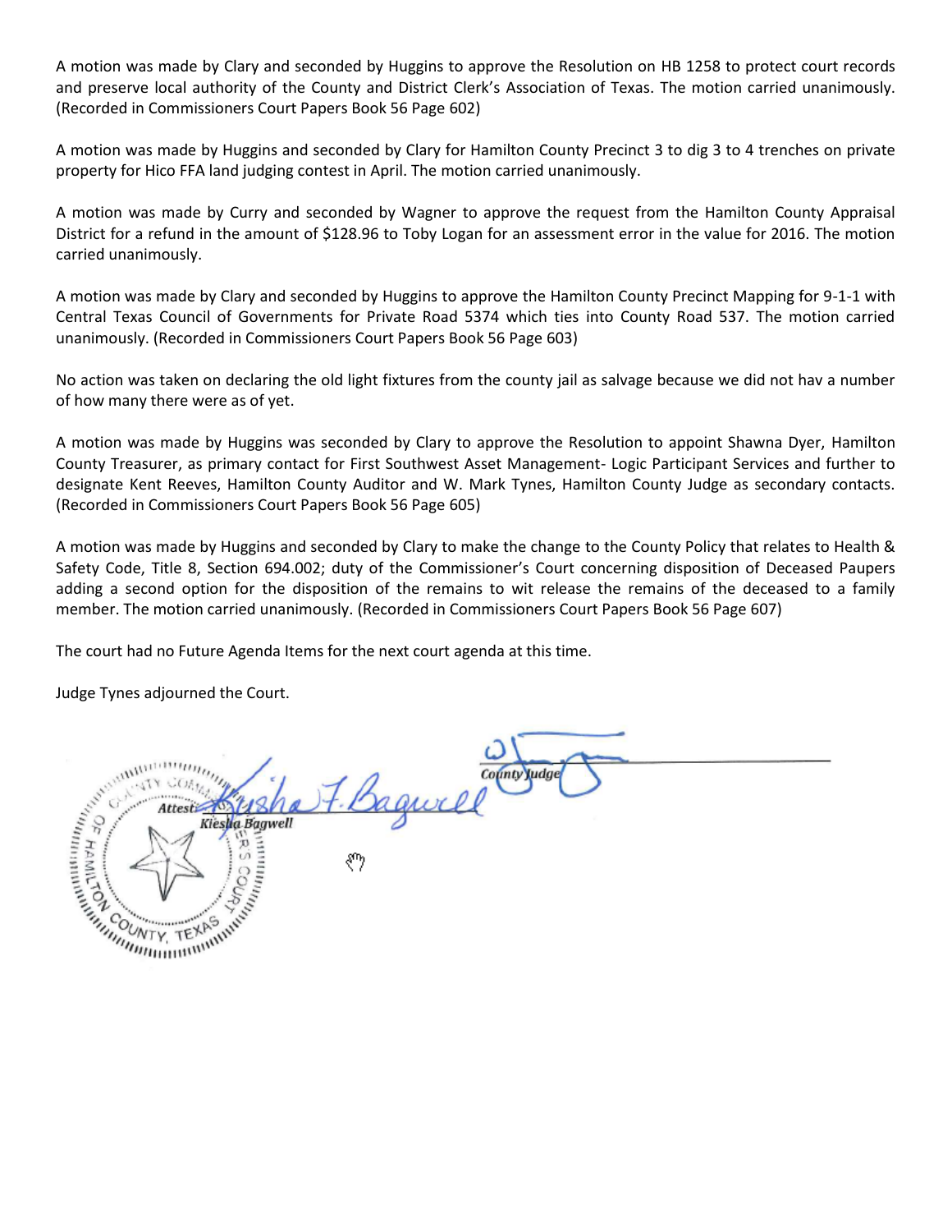A motion was made by Clary and seconded by Huggins to approve the Resolution on HB 1258 to protect court records and preserve local authority of the County and District Clerk's Association of Texas. The motion carried unanimously. (Recorded in Commissioners Court Papers Book 56 Page 602)

A motion was made by Huggins and seconded by Clary for Hamilton County Precinct 3 to dig 3 to 4 trenches on private property for Hico FFA land judging contest in April. The motion carried unanimously.

A motion was made by Curry and seconded by Wagner to approve the request from the Hamilton County Appraisal District for a refund in the amount of $128.96 to Toby Logan for an assessment error in the value for 2016. The motion carried unanimously.

A motion was made by Clary and seconded by Huggins to approve the Hamilton County Precinct Mapping for 9-1-1 with Central Texas Council of Governments for Private Road 5374 which ties into County Road 537. The motion carried unanimously. (Recorded in Commissioners Court Papers Book 56 Page 603)

No action was taken on declaring the old light fixtures from the county jail as salvage because we did not hav a number of how many there were as of yet.

A motion was made by Huggins was seconded by Clary to approve the Resolution to appoint Shawna Dyer, Hamilton County Treasurer, as primary contact for First Southwest Asset Management- Logic Participant Services and further to designate Kent Reeves, Hamilton County Auditor and W. Mark Tynes, Hamilton County Judge as secondary contacts. (Recorded in Commissioners Court Papers Book 56 Page 605)

A motion was made by Huggins and seconded by Clary to make the change to the County Policy that relates to Health & Safety Code, Title 8, Section 694.002; duty of the Commissioner's Court concerning disposition of Deceased Paupers adding a second option for the disposition of the remains to wit release the remains of the deceased to a family member. The motion carried unanimously. (Recorded in Commissioners Court Papers Book 56 Page 607)

The court had no Future Agenda Items for the next court agenda at this time.

Judge Tynes adjourned the Court.

County Judge

Attest: Kiesha F. Bagwell
Kiesha Bagwell